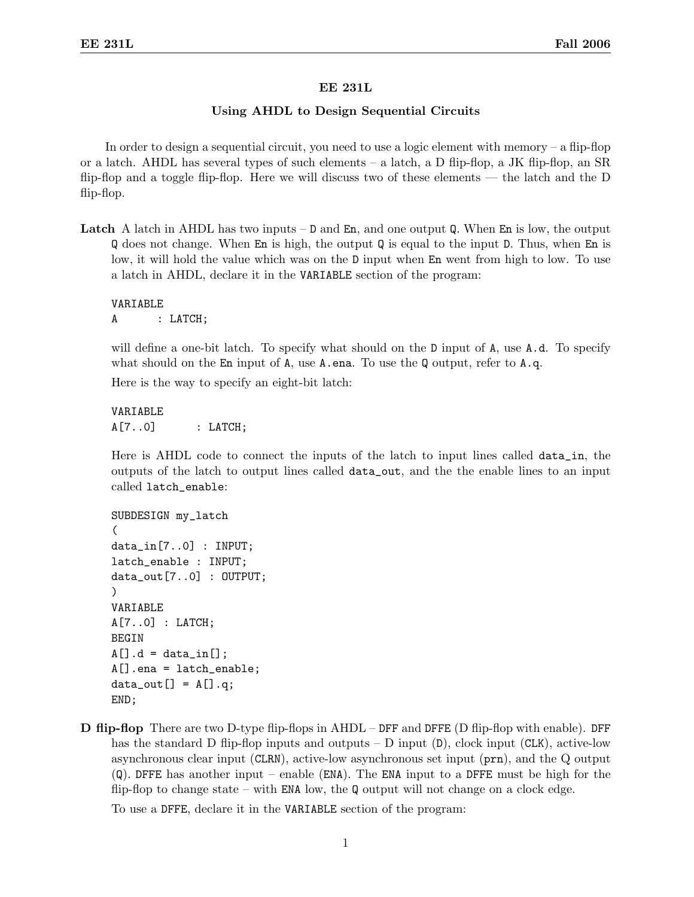**EE 231L**

**Using AHDL to Design Sequential Circuits**

In order to design a sequential circuit, you need to use a logic element with memory – a flip-flop or a latch. AHDL has several types of such elements – a latch, a D flip-flop, a JK flip-flop, an SR flip-flop and a toggle flip-flop. Here we will discuss two of these elements — the latch and the D flip-flop.

**Latch** A latch in AHDL has two inputs – `D` and `En`, and one output `Q`. When `En` is low, the output `Q` does not change. When `En` is high, the output `Q` is equal to the input `D`. Thus, when `En` is low, it will hold the value which was on the `D` input when `En` went from high to low. To use a latch in AHDL, declare it in the `VARIABLE` section of the program:

```
VARIABLE
A       : LATCH;
```

will define a one-bit latch. To specify what should on the `D` input of `A`, use `A.d`. To specify what should on the `En` input of `A`, use `A.ena`. To use the `Q` output, refer to `A.q`.

Here is the way to specify an eight-bit latch:

```
VARIABLE
A[7..0]       : LATCH;
```

Here is AHDL code to connect the inputs of the latch to input lines called `data_in`, the outputs of the latch to output lines called `data_out`, and the the enable lines to an input called `latch_enable`:

```
SUBDESIGN my_latch
(
data_in[7..0] : INPUT;
latch_enable : INPUT;
data_out[7..0] : OUTPUT;
)
VARIABLE
A[7..0] : LATCH;
BEGIN
A[].d = data_in[];
A[].ena = latch_enable;
data_out[] = A[].q;
END;
```

**D flip-flop** There are two D-type flip-flops in AHDL – `DFF` and `DFFE` (D flip-flop with enable). `DFF` has the standard D flip-flop inputs and outputs – D input (`D`), clock input (`CLK`), active-low asynchronous clear input (`CLRN`), active-low asynchronous set input (`prn`), and the Q output (`Q`). `DFFE` has another input – enable (`ENA`). The `ENA` input to a `DFFE` must be high for the flip-flop to change state – with `ENA` low, the `Q` output will not change on a clock edge.

To use a `DFFE`, declare it in the `VARIABLE` section of the program: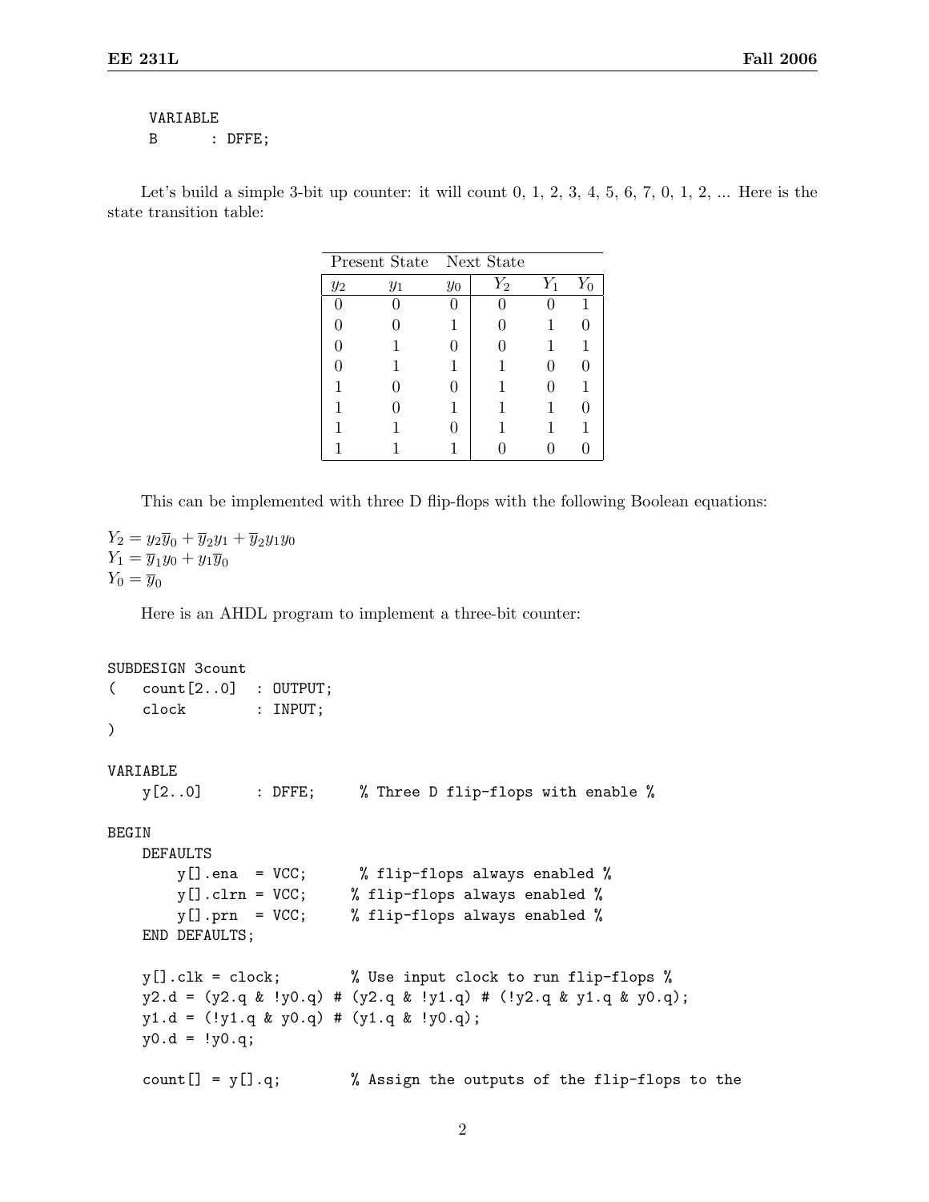```
VARIABLE
B       : DFFE;
```

Let's build a simple 3-bit up counter: it will count 0, 1, 2, 3, 4, 5, 6, 7, 0, 1, 2, ... Here is the state transition table:

| Present State | | | Next State | | |
|---|---|---|---|---|---|
| $y_2$ | $y_1$ | $y_0$ | $Y_2$ | $Y_1$ | $Y_0$ |
| 0 | 0 | 0 | 0 | 0 | 1 |
| 0 | 0 | 1 | 0 | 1 | 0 |
| 0 | 1 | 0 | 0 | 1 | 1 |
| 0 | 1 | 1 | 1 | 0 | 0 |
| 1 | 0 | 0 | 1 | 0 | 1 |
| 1 | 0 | 1 | 1 | 1 | 0 |
| 1 | 1 | 0 | 1 | 1 | 1 |
| 1 | 1 | 1 | 0 | 0 | 0 |

This can be implemented with three D flip-flops with the following Boolean equations:

$Y_2 = y_2\overline{y}_0 + \overline{y}_2 y_1 + \overline{y}_2 y_1 y_0$
$Y_1 = \overline{y}_1 y_0 + y_1 \overline{y}_0$
$Y_0 = \overline{y}_0$

Here is an AHDL program to implement a three-bit counter:

```
SUBDESIGN 3count
(   count[2..0]  : OUTPUT;
    clock        : INPUT;
)

VARIABLE
    y[2..0]      : DFFE;     % Three D flip-flops with enable %

BEGIN
    DEFAULTS
        y[].ena  = VCC;      % flip-flops always enabled %
        y[].clrn = VCC;     % flip-flops always enabled %
        y[].prn  = VCC;     % flip-flops always enabled %
    END DEFAULTS;

    y[].clk = clock;        % Use input clock to run flip-flops %
    y2.d = (y2.q & !y0.q) # (y2.q & !y1.q) # (!y2.q & y1.q & y0.q);
    y1.d = (!y1.q & y0.q) # (y1.q & !y0.q);
    y0.d = !y0.q;

    count[] = y[].q;        % Assign the outputs of the flip-flops to the
```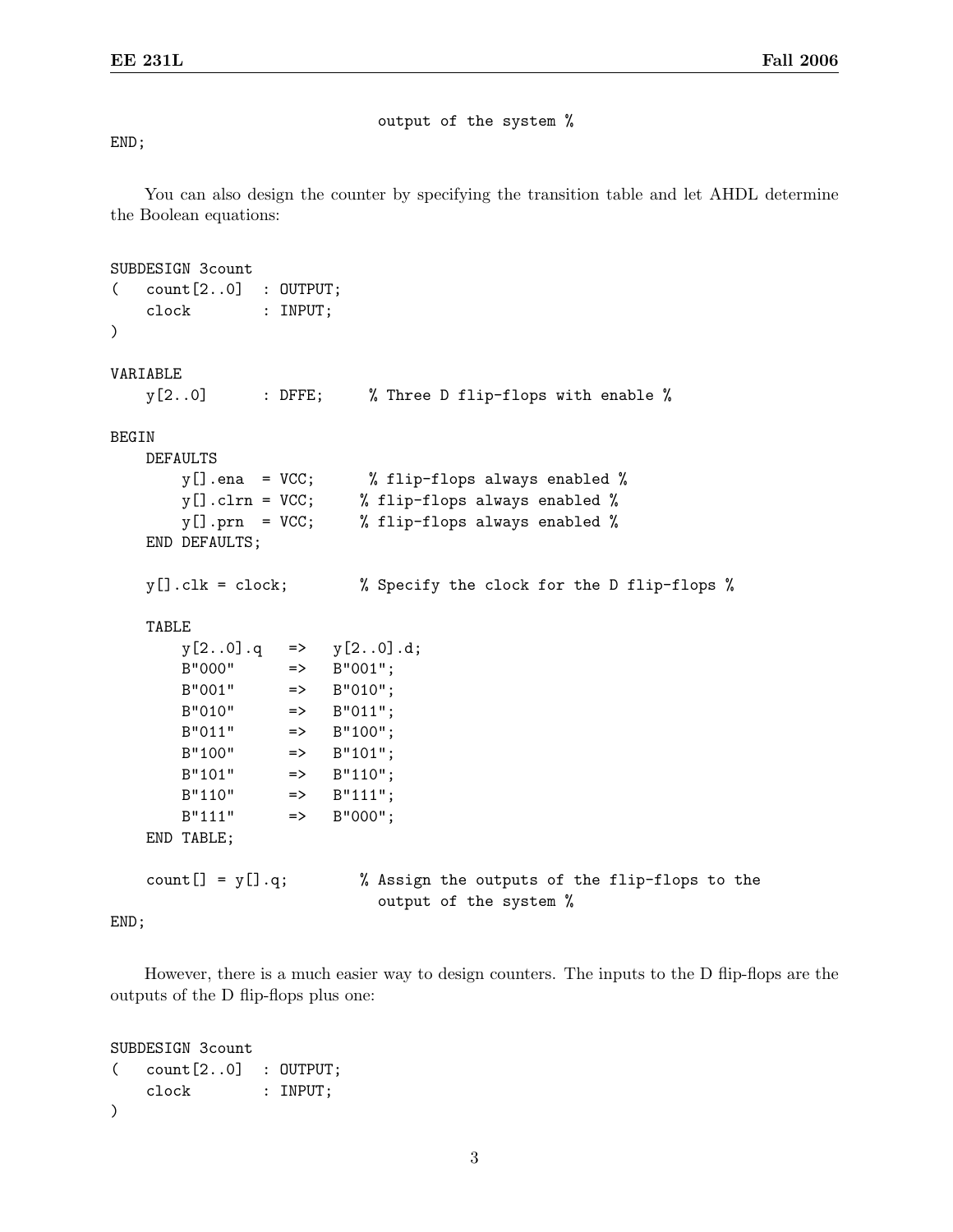```
                                output of the system %
END;
```

You can also design the counter by specifying the transition table and let AHDL determine the Boolean equations:

```
SUBDESIGN 3count
(   count[2..0]  : OUTPUT;
    clock        : INPUT;
)

VARIABLE
    y[2..0]      : DFFE;     % Three D flip-flops with enable %

BEGIN
    DEFAULTS
        y[].ena  = VCC;      % flip-flops always enabled %
        y[].clrn = VCC;     % flip-flops always enabled %
        y[].prn  = VCC;     % flip-flops always enabled %
    END DEFAULTS;

    y[].clk = clock;        % Specify the clock for the D flip-flops %

    TABLE
        y[2..0].q   =>   y[2..0].d;
        B"000"      =>   B"001";
        B"001"      =>   B"010";
        B"010"      =>   B"011";
        B"011"      =>   B"100";
        B"100"      =>   B"101";
        B"101"      =>   B"110";
        B"110"      =>   B"111";
        B"111"      =>   B"000";
    END TABLE;

    count[] = y[].q;        % Assign the outputs of the flip-flops to the
                              output of the system %
END;
```

However, there is a much easier way to design counters. The inputs to the D flip-flops are the outputs of the D flip-flops plus one:

```
SUBDESIGN 3count
(   count[2..0]  : OUTPUT;
    clock        : INPUT;
)
```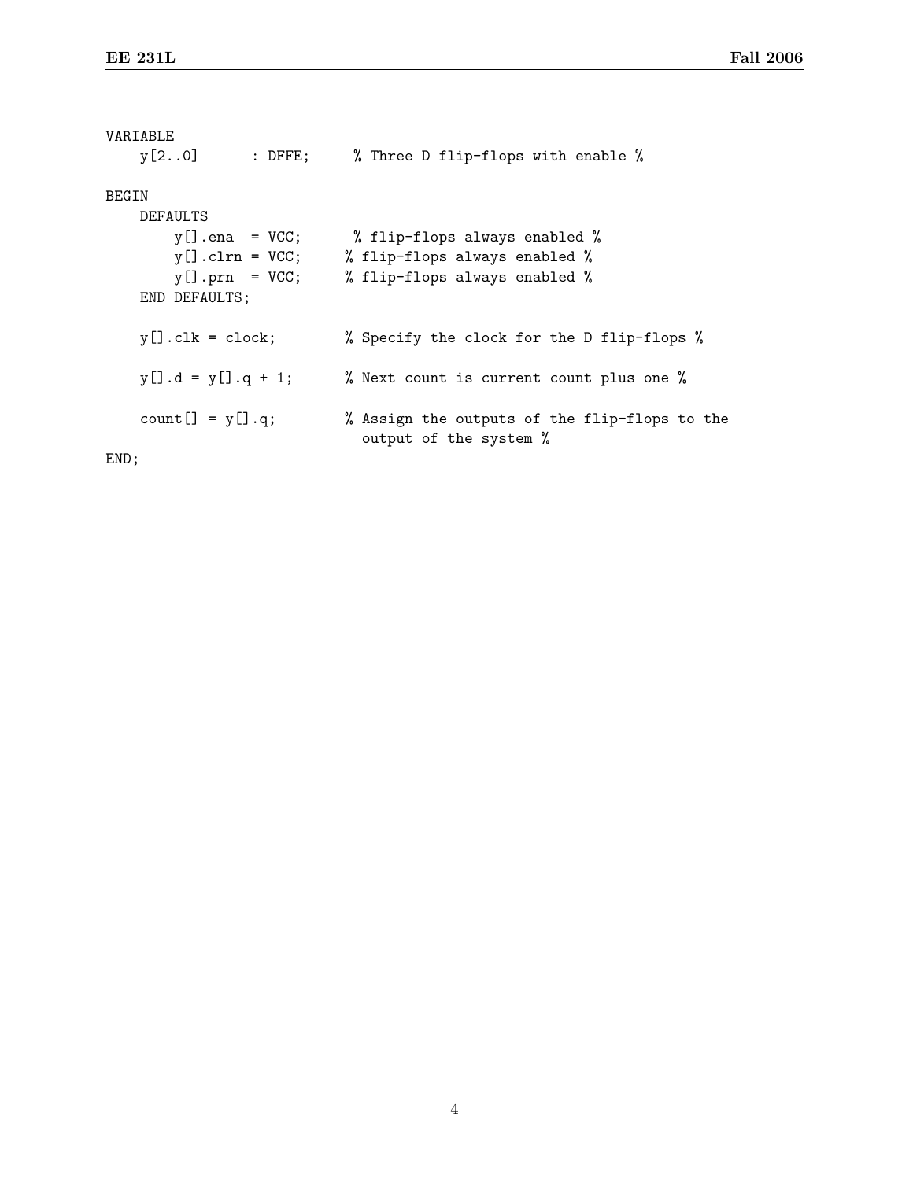```
VARIABLE
    y[2..0]      : DFFE;     % Three D flip-flops with enable %

BEGIN
    DEFAULTS
        y[].ena  = VCC;      % flip-flops always enabled %
        y[].clrn = VCC;     % flip-flops always enabled %
        y[].prn  = VCC;     % flip-flops always enabled %
    END DEFAULTS;

    y[].clk = clock;        % Specify the clock for the D flip-flops %

    y[].d = y[].q + 1;      % Next count is current count plus one %

    count[] = y[].q;        % Assign the outputs of the flip-flops to the
                              output of the system %
END;
```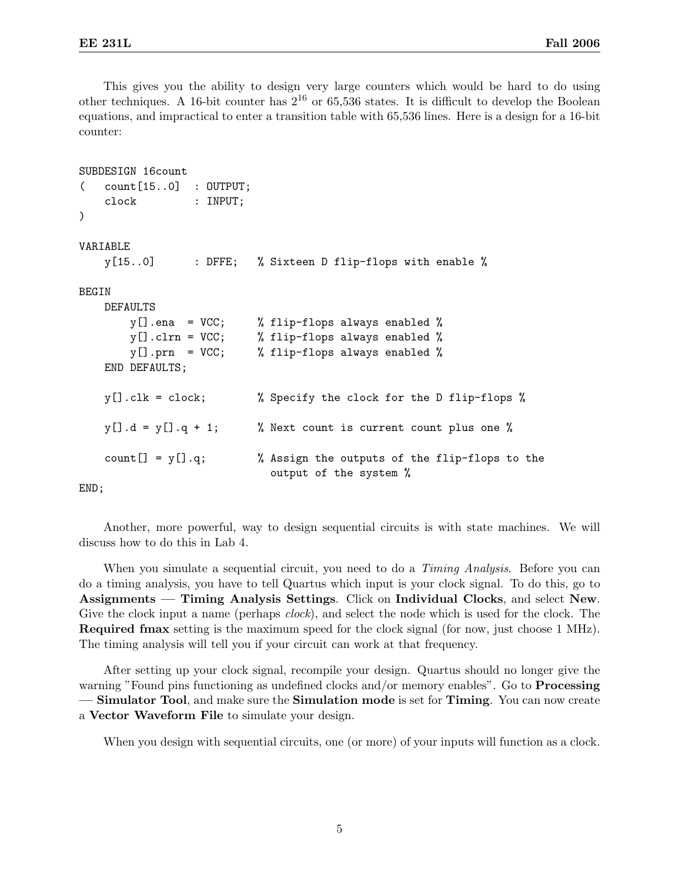This gives you the ability to design very large counters which would be hard to do using other techniques. A 16-bit counter has $2^{16}$ or 65,536 states. It is difficult to develop the Boolean equations, and impractical to enter a transition table with 65,536 lines. Here is a design for a 16-bit counter:

```
SUBDESIGN 16count
(   count[15..0]  : OUTPUT;
    clock         : INPUT;
)

VARIABLE
    y[15..0]      : DFFE;   % Sixteen D flip-flops with enable %

BEGIN
    DEFAULTS
        y[].ena  = VCC;     % flip-flops always enabled %
        y[].clrn = VCC;     % flip-flops always enabled %
        y[].prn  = VCC;     % flip-flops always enabled %
    END DEFAULTS;

    y[].clk = clock;        % Specify the clock for the D flip-flops %

    y[].d = y[].q + 1;      % Next count is current count plus one %

    count[] = y[].q;        % Assign the outputs of the flip-flops to the
                              output of the system %
END;
```

Another, more powerful, way to design sequential circuits is with state machines. We will discuss how to do this in Lab 4.

When you simulate a sequential circuit, you need to do a *Timing Analysis*. Before you can do a timing analysis, you have to tell Quartus which input is your clock signal. To do this, go to **Assignments** — **Timing Analysis Settings**. Click on **Individual Clocks**, and select **New**. Give the clock input a name (perhaps *clock*), and select the node which is used for the clock. The **Required fmax** setting is the maximum speed for the clock signal (for now, just choose 1 MHz). The timing analysis will tell you if your circuit can work at that frequency.

After setting up your clock signal, recompile your design. Quartus should no longer give the warning "Found pins functioning as undefined clocks and/or memory enables". Go to **Processing** — **Simulator Tool**, and make sure the **Simulation mode** is set for **Timing**. You can now create a **Vector Waveform File** to simulate your design.

When you design with sequential circuits, one (or more) of your inputs will function as a clock.